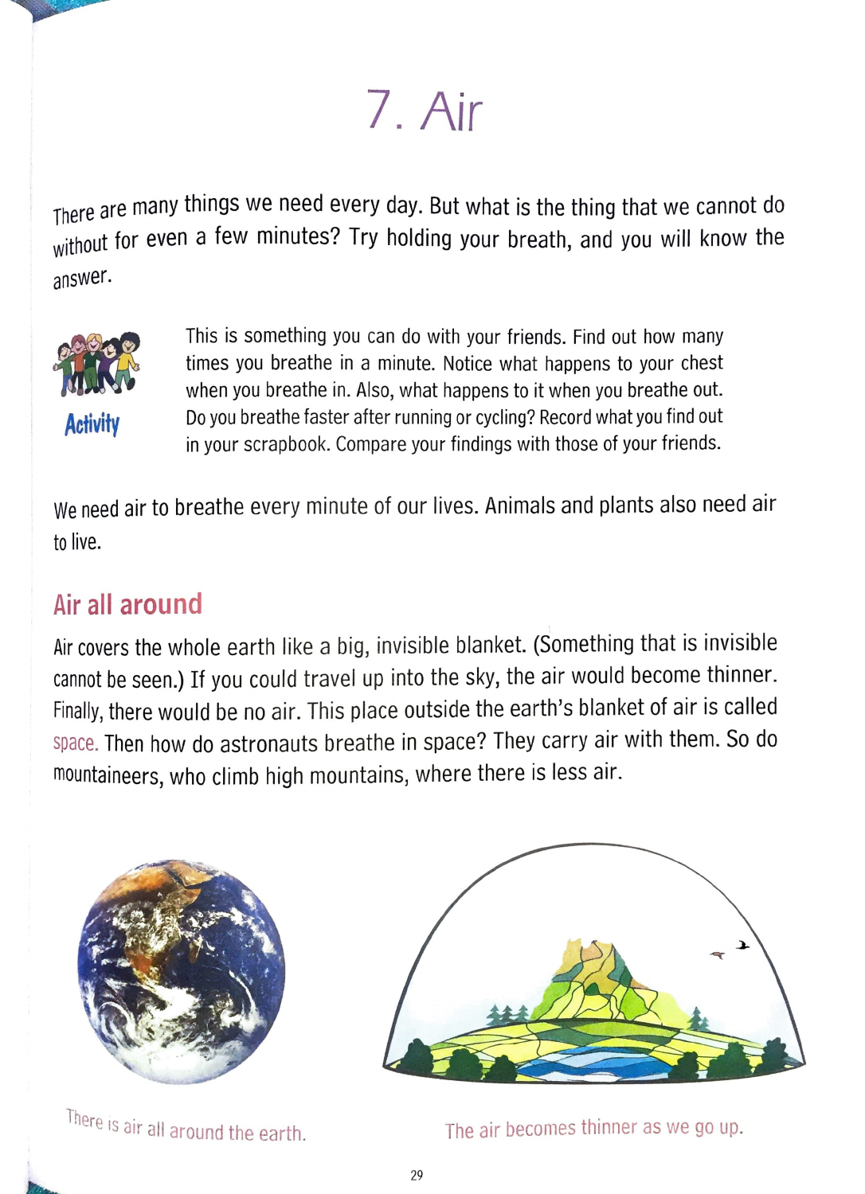# 7. Air

There are many things we need every day. But what is the thing that we cannot do without for even a few minutes? Try holding your breath, and you will know the answer.

**Activity**

This is something you can do with your friends. Find out how many times you breathe in a minute. Notice what happens to your chest when you breathe in. Also, what happens to it when you breathe out. Do you breathe faster after running or cycling? Record what you find out in your scrapbook. Compare your findings with those of your friends.

We need air to breathe every minute of our lives. Animals and plants also need air to live.

## Air all around

Air covers the whole earth like a big, invisible blanket. (Something that is invisible cannot be seen.) If you could travel up into the sky, the air would become thinner. Finally, there would be no air. This place outside the earth's blanket of air is called space. Then how do astronauts breathe in space? They carry air with them. So do mountaineers, who climb high mountains, where there is less air.

There is air all around the earth.

The air becomes thinner as we go up.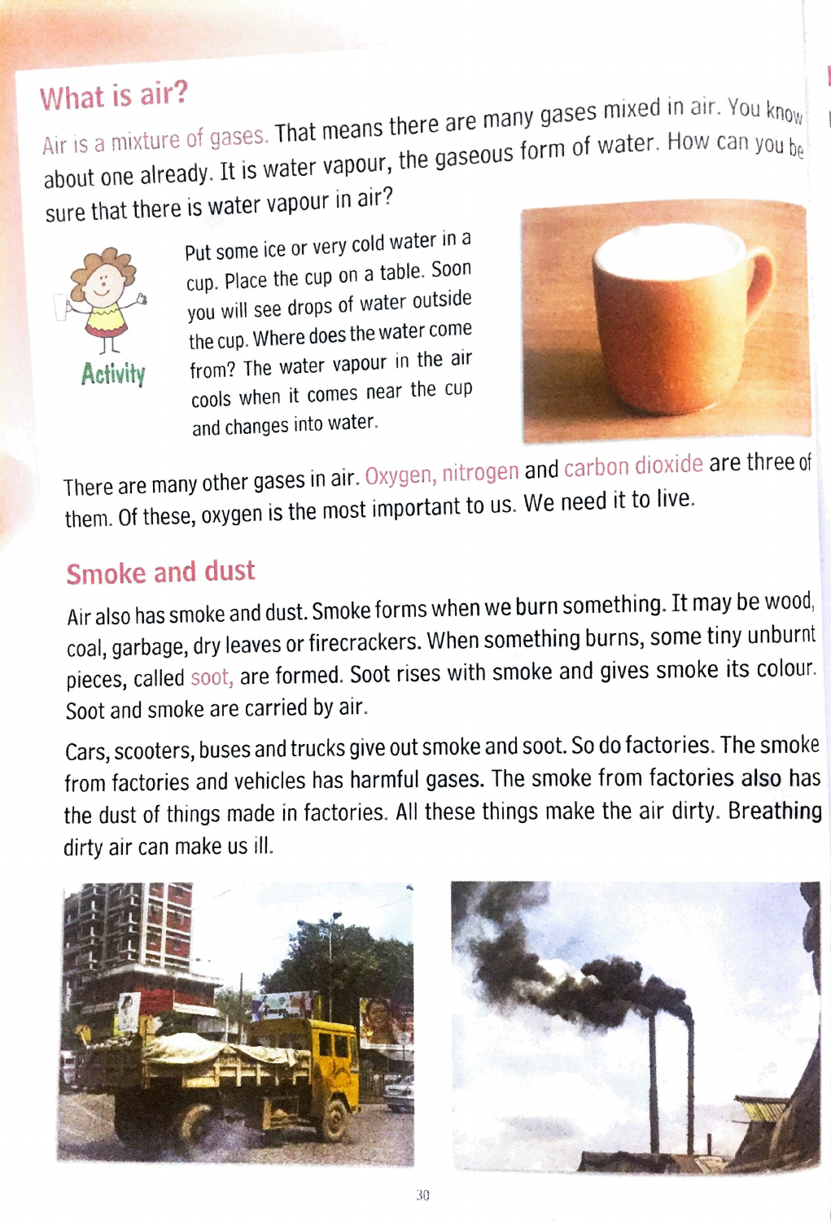## What is air?

Air is a mixture of gases. That means there are many gases mixed in air. You know about one already. It is water vapour, the gaseous form of water. How can you be sure that there is water vapour in air?

**Activity**

Put some ice or very cold water in a cup. Place the cup on a table. Soon you will see drops of water outside the cup. Where does the water come from? The water vapour in the air cools when it comes near the cup and changes into water.

There are many other gases in air. Oxygen, nitrogen and carbon dioxide are three of them. Of these, oxygen is the most important to us. We need it to live.

### Smoke and dust

Air also has smoke and dust. Smoke forms when we burn something. It may be wood, coal, garbage, dry leaves or firecrackers. When something burns, some tiny unburnt pieces, called soot, are formed. Soot rises with smoke and gives smoke its colour. Soot and smoke are carried by air.

Cars, scooters, buses and trucks give out smoke and soot. So do factories. The smoke from factories and vehicles has harmful gases. The smoke from factories also has the dust of things made in factories. All these things make the air dirty. Breathing dirty air can make us ill.